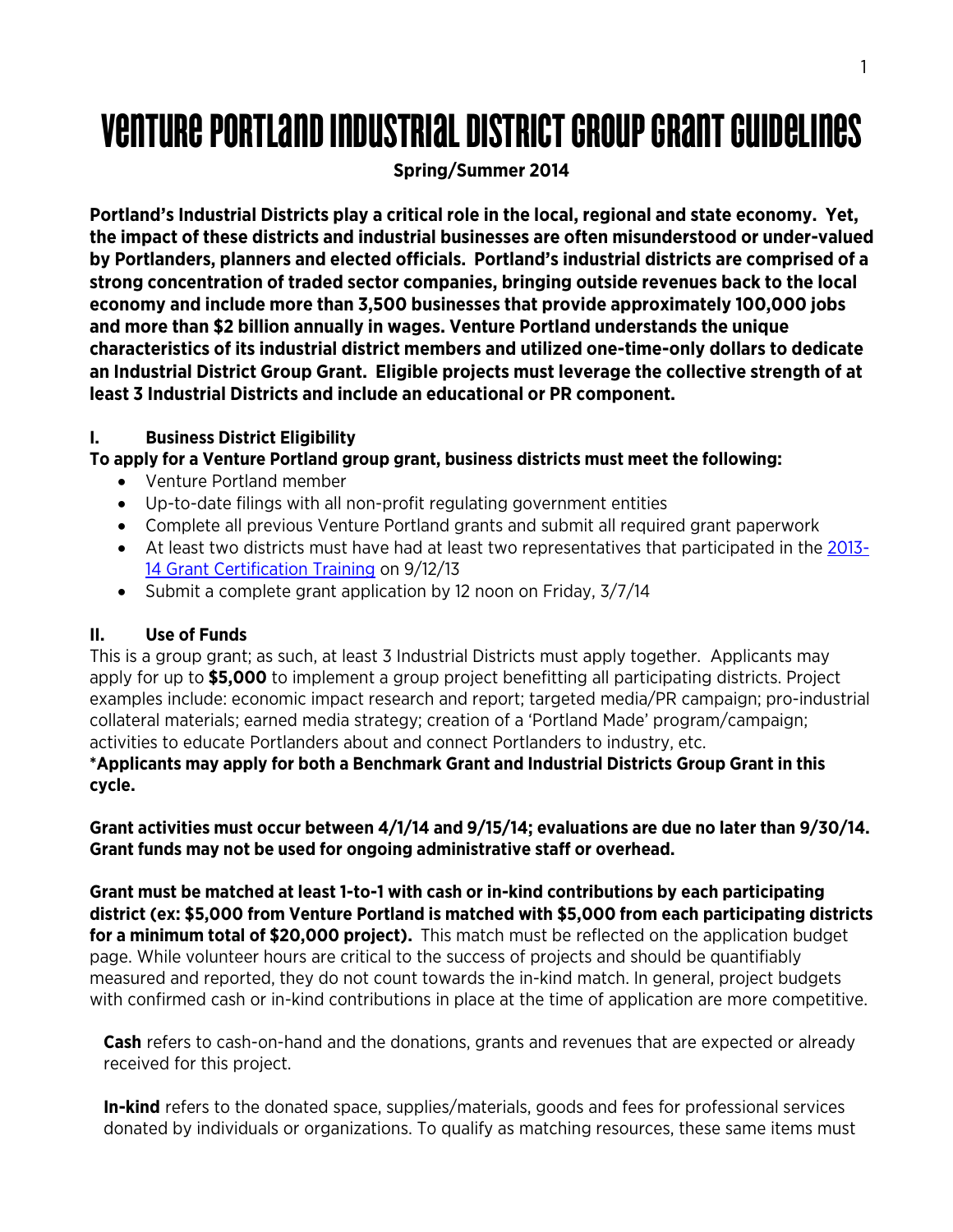# Venture Portland Industrial District Group Grant Guidelines

**Spring/Summer 2014**

**Portland's Industrial Districts play a critical role in the local, regional and state economy. Yet, the impact of these districts and industrial businesses are often misunderstood or under-valued by Portlanders, planners and elected officials. Portland's industrial districts are comprised of a strong concentration of traded sector companies, bringing outside revenues back to the local economy and include more than 3,500 businesses that provide approximately 100,000 jobs and more than $2 billion annually in wages. Venture Portland understands the unique characteristics of its industrial district members and utilized one-time-only dollars to dedicate an Industrial District Group Grant. Eligible projects must leverage the collective strength of at least 3 Industrial Districts and include an educational or PR component.**

## I. Business District Eligibility

**To apply for a Venture Portland group grant, business districts must meet the following:**

- Venture Portland member
- Up-to-date filings with all non-profit regulating government entities
- Complete all previous Venture Portland grants and submit all required grant paperwork
- At least two districts must have had at least two representatives that participated in the [2013-14 Grant Certification Training] on 9/12/13
- Submit a complete grant application by 12 noon on Friday, 3/7/14

## II. Use of Funds

This is a group grant; as such, at least 3 Industrial Districts must apply together. Applicants may apply for up to **$5,000** to implement a group project benefitting all participating districts. Project examples include: economic impact research and report; targeted media/PR campaign; pro-industrial collateral materials; earned media strategy; creation of a 'Portland Made' program/campaign; activities to educate Portlanders about and connect Portlanders to industry, etc.

**\*Applicants may apply for both a Benchmark Grant and Industrial Districts Group Grant in this cycle.**

**Grant activities must occur between 4/1/14 and 9/15/14; evaluations are due no later than 9/30/14. Grant funds may not be used for ongoing administrative staff or overhead.**

**Grant must be matched at least 1-to-1 with cash or in-kind contributions by each participating district (ex: $5,000 from Venture Portland is matched with $5,000 from each participating districts for a minimum total of $20,000 project).** This match must be reflected on the application budget page. While volunteer hours are critical to the success of projects and should be quantifiably measured and reported, they do not count towards the in-kind match. In general, project budgets with confirmed cash or in-kind contributions in place at the time of application are more competitive.

**Cash** refers to cash-on-hand and the donations, grants and revenues that are expected or already received for this project.

**In-kind** refers to the donated space, supplies/materials, goods and fees for professional services donated by individuals or organizations. To qualify as matching resources, these same items must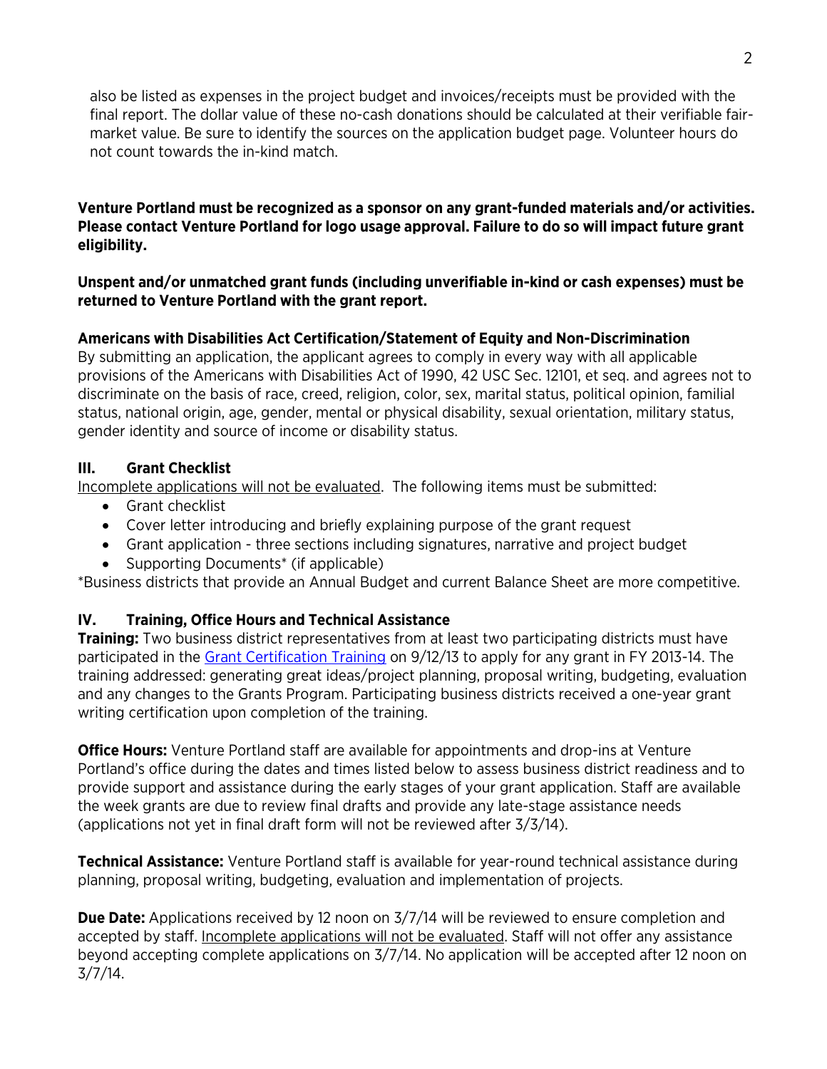also be listed as expenses in the project budget and invoices/receipts must be provided with the final report. The dollar value of these no-cash donations should be calculated at their verifiable fair-market value. Be sure to identify the sources on the application budget page. Volunteer hours do not count towards the in-kind match.

**Venture Portland must be recognized as a sponsor on any grant-funded materials and/or activities. Please contact Venture Portland for logo usage approval. Failure to do so will impact future grant eligibility.**

**Unspent and/or unmatched grant funds (including unverifiable in-kind or cash expenses) must be returned to Venture Portland with the grant report.**

**Americans with Disabilities Act Certification/Statement of Equity and Non-Discrimination**
By submitting an application, the applicant agrees to comply in every way with all applicable provisions of the Americans with Disabilities Act of 1990, 42 USC Sec. 12101, et seq. and agrees not to discriminate on the basis of race, creed, religion, color, sex, marital status, political opinion, familial status, national origin, age, gender, mental or physical disability, sexual orientation, military status, gender identity and source of income or disability status.

## III. Grant Checklist

Incomplete applications will not be evaluated. The following items must be submitted:

- Grant checklist
- Cover letter introducing and briefly explaining purpose of the grant request
- Grant application - three sections including signatures, narrative and project budget
- Supporting Documents* (if applicable)

*Business districts that provide an Annual Budget and current Balance Sheet are more competitive.

## IV. Training, Office Hours and Technical Assistance

**Training:** Two business district representatives from at least two participating districts must have participated in the Grant Certification Training on 9/12/13 to apply for any grant in FY 2013-14. The training addressed: generating great ideas/project planning, proposal writing, budgeting, evaluation and any changes to the Grants Program. Participating business districts received a one-year grant writing certification upon completion of the training.

**Office Hours:** Venture Portland staff are available for appointments and drop-ins at Venture Portland's office during the dates and times listed below to assess business district readiness and to provide support and assistance during the early stages of your grant application. Staff are available the week grants are due to review final drafts and provide any late-stage assistance needs (applications not yet in final draft form will not be reviewed after 3/3/14).

**Technical Assistance:** Venture Portland staff is available for year-round technical assistance during planning, proposal writing, budgeting, evaluation and implementation of projects.

**Due Date:** Applications received by 12 noon on 3/7/14 will be reviewed to ensure completion and accepted by staff. Incomplete applications will not be evaluated. Staff will not offer any assistance beyond accepting complete applications on 3/7/14. No application will be accepted after 12 noon on 3/7/14.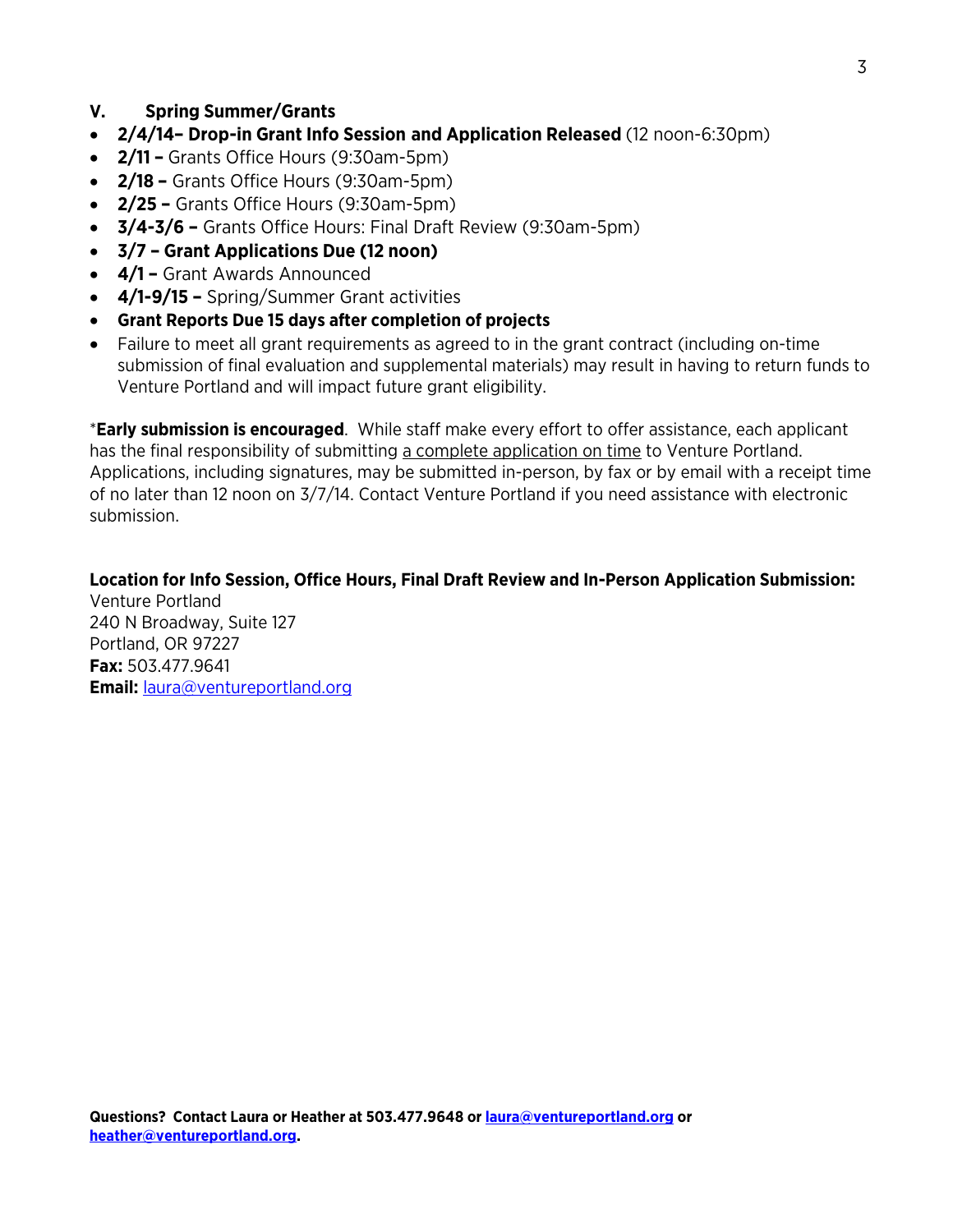## V. Spring Summer/Grants

- **2/4/14– Drop-in Grant Info Session and Application Released** (12 noon-6:30pm)
- **2/11 –** Grants Office Hours (9:30am-5pm)
- **2/18 –** Grants Office Hours (9:30am-5pm)
- **2/25 –** Grants Office Hours (9:30am-5pm)
- **3/4-3/6 –** Grants Office Hours: Final Draft Review (9:30am-5pm)
- **3/7 – Grant Applications Due (12 noon)**
- **4/1 –** Grant Awards Announced
- **4/1-9/15 –** Spring/Summer Grant activities
- **Grant Reports Due 15 days after completion of projects**
- Failure to meet all grant requirements as agreed to in the grant contract (including on-time submission of final evaluation and supplemental materials) may result in having to return funds to Venture Portland and will impact future grant eligibility.

*__Early submission is encouraged__. While staff make every effort to offer assistance, each applicant has the final responsibility of submitting <u>a complete application on time</u> to Venture Portland. Applications, including signatures, may be submitted in-person, by fax or by email with a receipt time of no later than 12 noon on 3/7/14. Contact Venture Portland if you need assistance with electronic submission.

**Location for Info Session, Office Hours, Final Draft Review and In-Person Application Submission:**
Venture Portland
240 N Broadway, Suite 127
Portland, OR 97227
**Fax:** 503.477.9641
**Email:** laura@ventureportland.org

**Questions? Contact Laura or Heather at 503.477.9648 or laura@ventureportland.org or heather@ventureportland.org.**